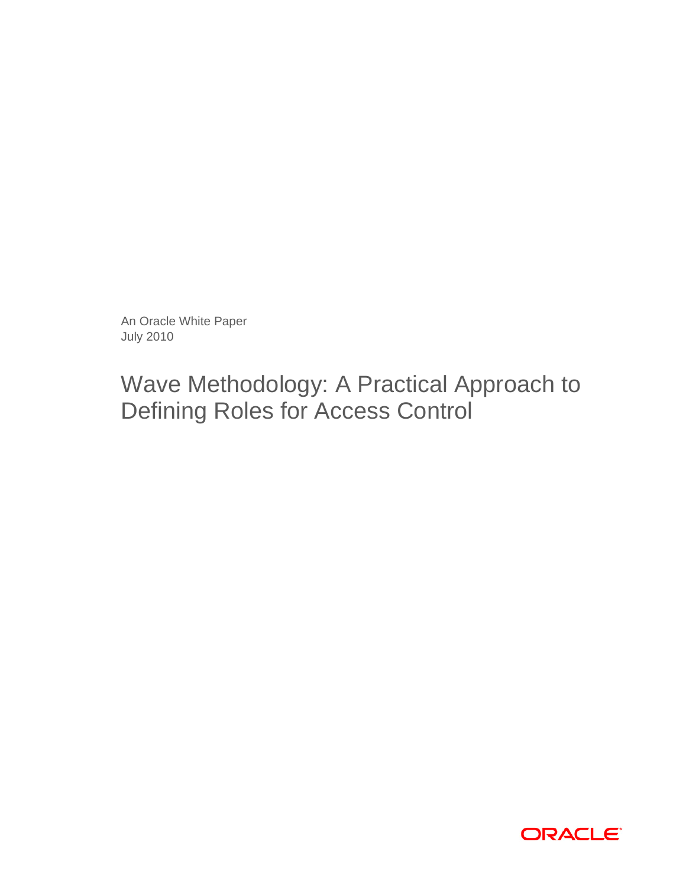An Oracle White Paper
July 2010

# Wave Methodology: A Practical Approach to Defining Roles for Access Control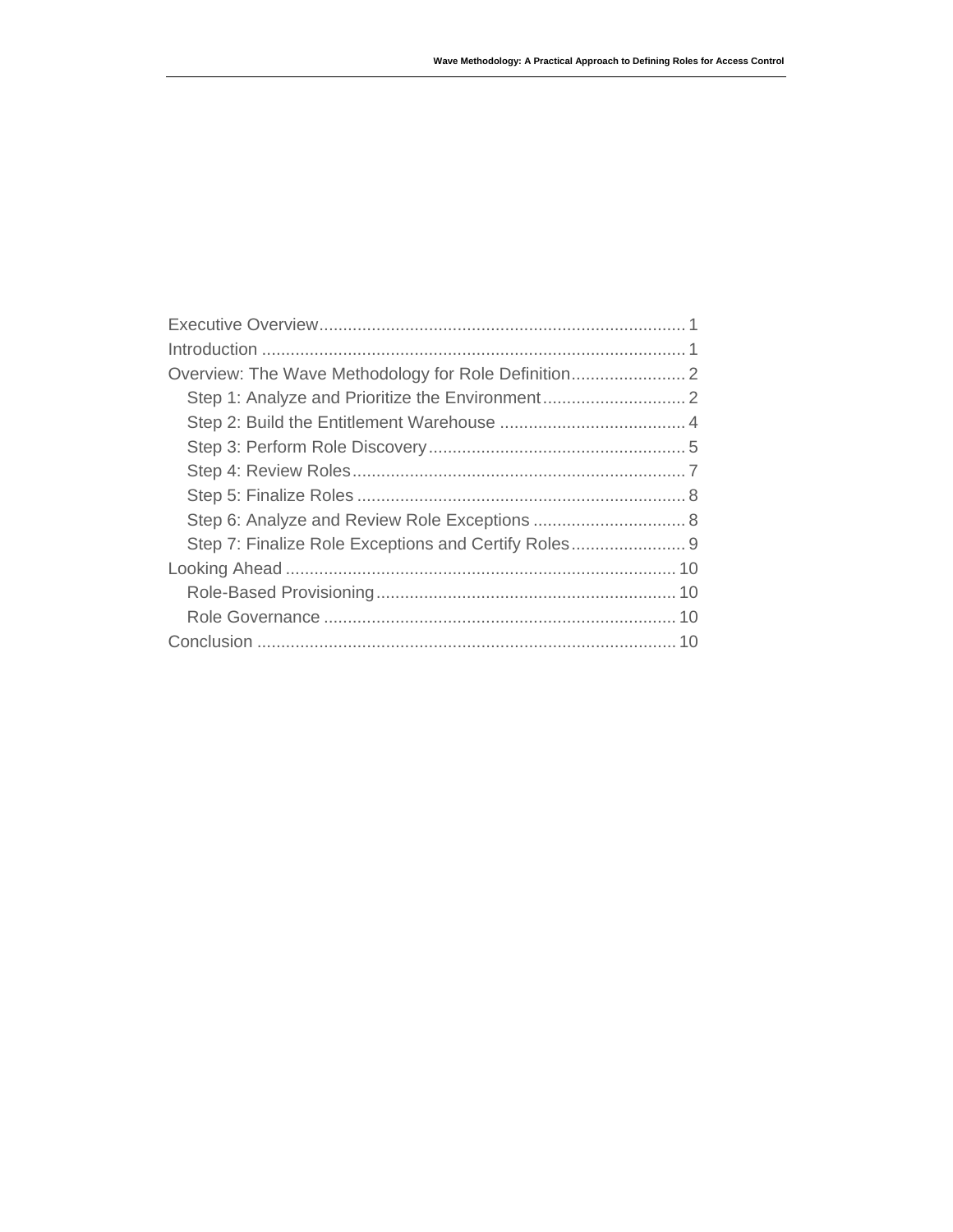Executive Overview........................................................................... 1
Introduction ........................................................................................ 1
Overview: The Wave Methodology for Role Definition........................ 2
    Step 1: Analyze and Prioritize the Environment.............................. 2
    Step 2: Build the Entitlement Warehouse ....................................... 4
    Step 3: Perform Role Discovery...................................................... 5
    Step 4: Review Roles...................................................................... 7
    Step 5: Finalize Roles ..................................................................... 8
    Step 6: Analyze and Review Role Exceptions ................................ 8
    Step 7: Finalize Role Exceptions and Certify Roles........................ 9
Looking Ahead ................................................................................. 10
    Role-Based Provisioning ............................................................... 10
    Role Governance .......................................................................... 10
Conclusion ....................................................................................... 10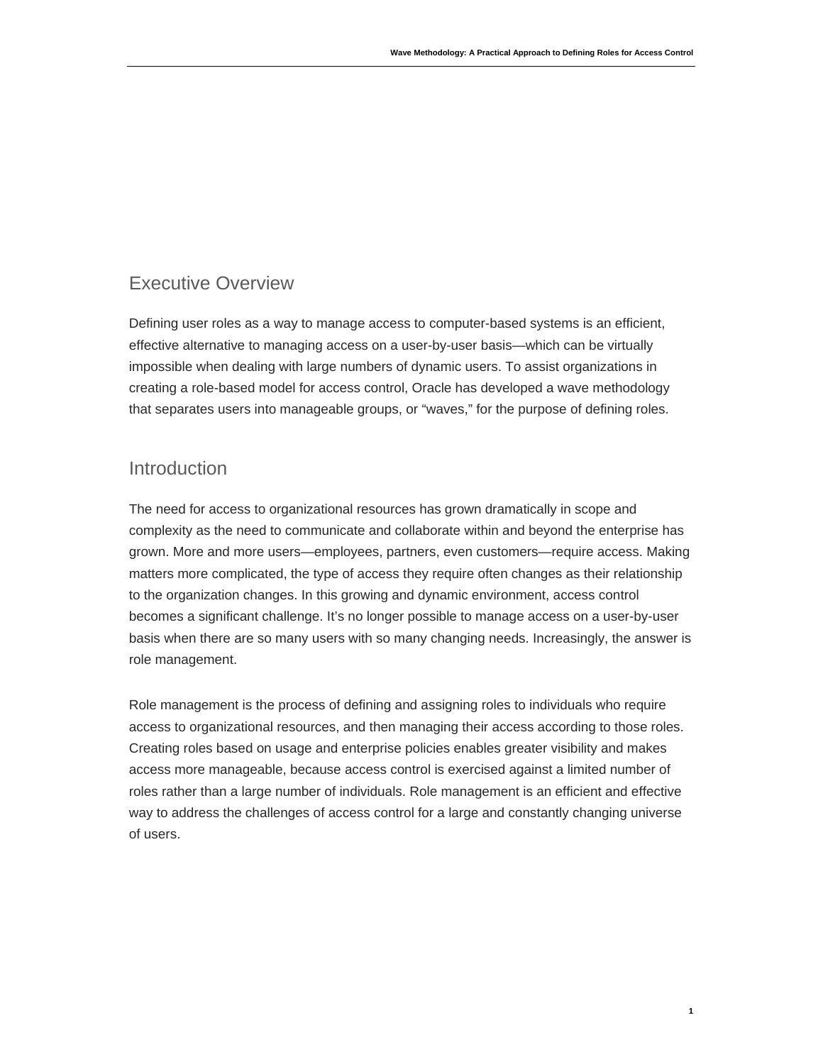## Executive Overview

Defining user roles as a way to manage access to computer-based systems is an efficient, effective alternative to managing access on a user-by-user basis—which can be virtually impossible when dealing with large numbers of dynamic users. To assist organizations in creating a role-based model for access control, Oracle has developed a wave methodology that separates users into manageable groups, or "waves," for the purpose of defining roles.

## Introduction

The need for access to organizational resources has grown dramatically in scope and complexity as the need to communicate and collaborate within and beyond the enterprise has grown. More and more users—employees, partners, even customers—require access. Making matters more complicated, the type of access they require often changes as their relationship to the organization changes. In this growing and dynamic environment, access control becomes a significant challenge. It's no longer possible to manage access on a user-by-user basis when there are so many users with so many changing needs. Increasingly, the answer is role management.

Role management is the process of defining and assigning roles to individuals who require access to organizational resources, and then managing their access according to those roles. Creating roles based on usage and enterprise policies enables greater visibility and makes access more manageable, because access control is exercised against a limited number of roles rather than a large number of individuals. Role management is an efficient and effective way to address the challenges of access control for a large and constantly changing universe of users.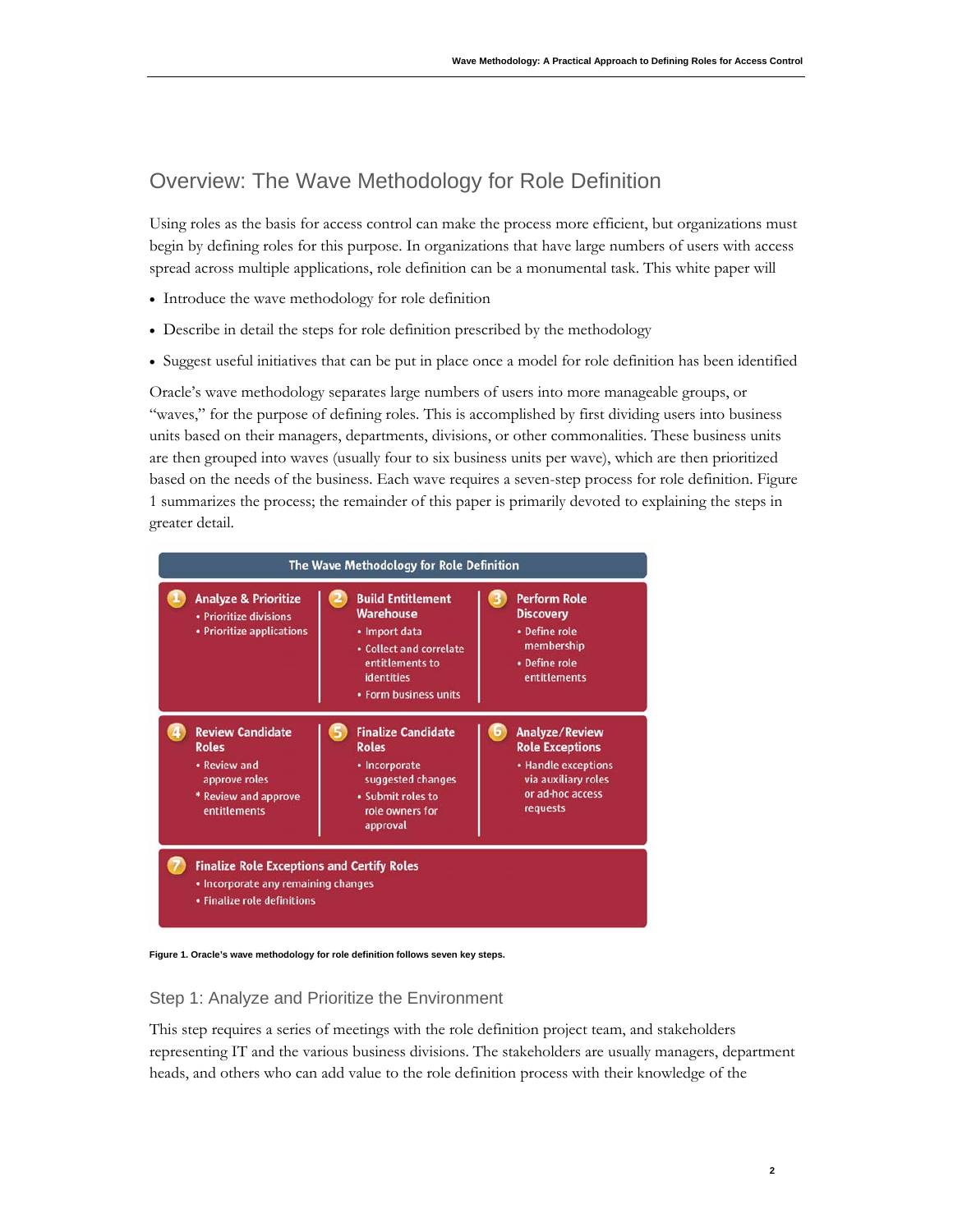## Overview: The Wave Methodology for Role Definition

Using roles as the basis for access control can make the process more efficient, but organizations must begin by defining roles for this purpose. In organizations that have large numbers of users with access spread across multiple applications, role definition can be a monumental task. This white paper will

- Introduce the wave methodology for role definition
- Describe in detail the steps for role definition prescribed by the methodology
- Suggest useful initiatives that can be put in place once a model for role definition has been identified

Oracle's wave methodology separates large numbers of users into more manageable groups, or "waves," for the purpose of defining roles. This is accomplished by first dividing users into business units based on their managers, departments, divisions, or other commonalities. These business units are then grouped into waves (usually four to six business units per wave), which are then prioritized based on the needs of the business. Each wave requires a seven-step process for role definition. Figure 1 summarizes the process; the remainder of this paper is primarily devoted to explaining the steps in greater detail.

**The Wave Methodology for Role Definition**

**1 Analyze & Prioritize**
- Prioritize divisions
- Prioritize applications

**2 Build Entitlement Warehouse**
- Import data
- Collect and correlate entitlements to identities
- Form business units

**3 Perform Role Discovery**
- Define role membership
- Define role entitlements

**4 Review Candidate Roles**
- Review and approve roles
- Review and approve entitlements

**5 Finalize Candidate Roles**
- Incorporate suggested changes
- Submit roles to role owners for approval

**6 Analyze/Review Role Exceptions**
- Handle exceptions via auxiliary roles or ad-hoc access requests

**7 Finalize Role Exceptions and Certify Roles**
- Incorporate any remaining changes
- Finalize role definitions

**Figure 1. Oracle's wave methodology for role definition follows seven key steps.**

### Step 1: Analyze and Prioritize the Environment

This step requires a series of meetings with the role definition project team, and stakeholders representing IT and the various business divisions. The stakeholders are usually managers, department heads, and others who can add value to the role definition process with their knowledge of the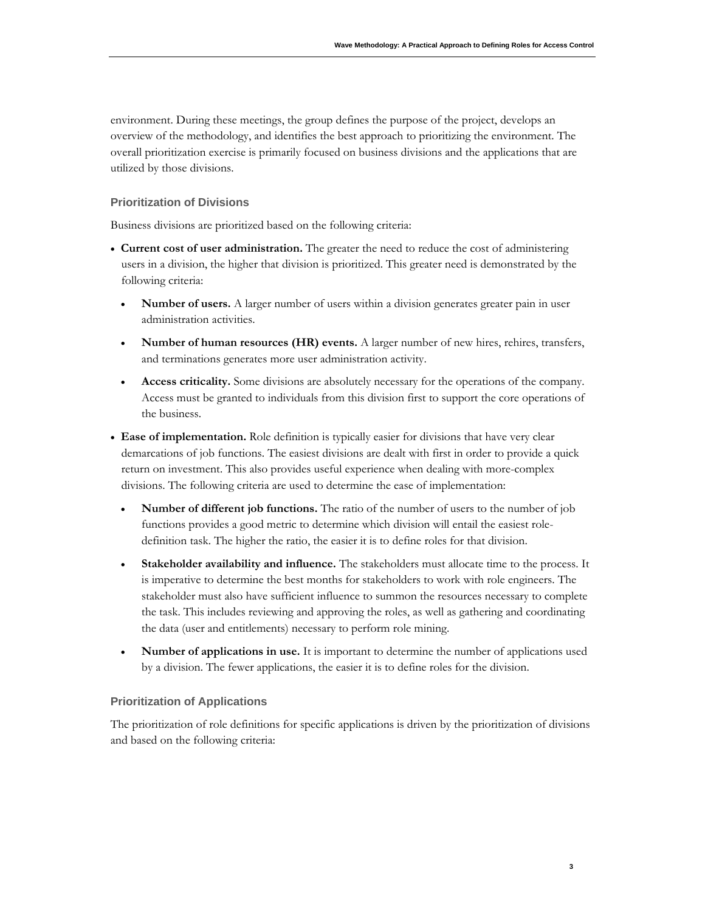environment. During these meetings, the group defines the purpose of the project, develops an overview of the methodology, and identifies the best approach to prioritizing the environment. The overall prioritization exercise is primarily focused on business divisions and the applications that are utilized by those divisions.

### Prioritization of Divisions

Business divisions are prioritized based on the following criteria:

- **Current cost of user administration.** The greater the need to reduce the cost of administering users in a division, the higher that division is prioritized. This greater need is demonstrated by the following criteria:
  - **Number of users.** A larger number of users within a division generates greater pain in user administration activities.
  - **Number of human resources (HR) events.** A larger number of new hires, rehires, transfers, and terminations generates more user administration activity.
  - **Access criticality.** Some divisions are absolutely necessary for the operations of the company. Access must be granted to individuals from this division first to support the core operations of the business.
- **Ease of implementation.** Role definition is typically easier for divisions that have very clear demarcations of job functions. The easiest divisions are dealt with first in order to provide a quick return on investment. This also provides useful experience when dealing with more-complex divisions. The following criteria are used to determine the ease of implementation:
  - **Number of different job functions.** The ratio of the number of users to the number of job functions provides a good metric to determine which division will entail the easiest role-definition task. The higher the ratio, the easier it is to define roles for that division.
  - **Stakeholder availability and influence.** The stakeholders must allocate time to the process. It is imperative to determine the best months for stakeholders to work with role engineers. The stakeholder must also have sufficient influence to summon the resources necessary to complete the task. This includes reviewing and approving the roles, as well as gathering and coordinating the data (user and entitlements) necessary to perform role mining.
  - **Number of applications in use.** It is important to determine the number of applications used by a division. The fewer applications, the easier it is to define roles for the division.

### Prioritization of Applications

The prioritization of role definitions for specific applications is driven by the prioritization of divisions and based on the following criteria: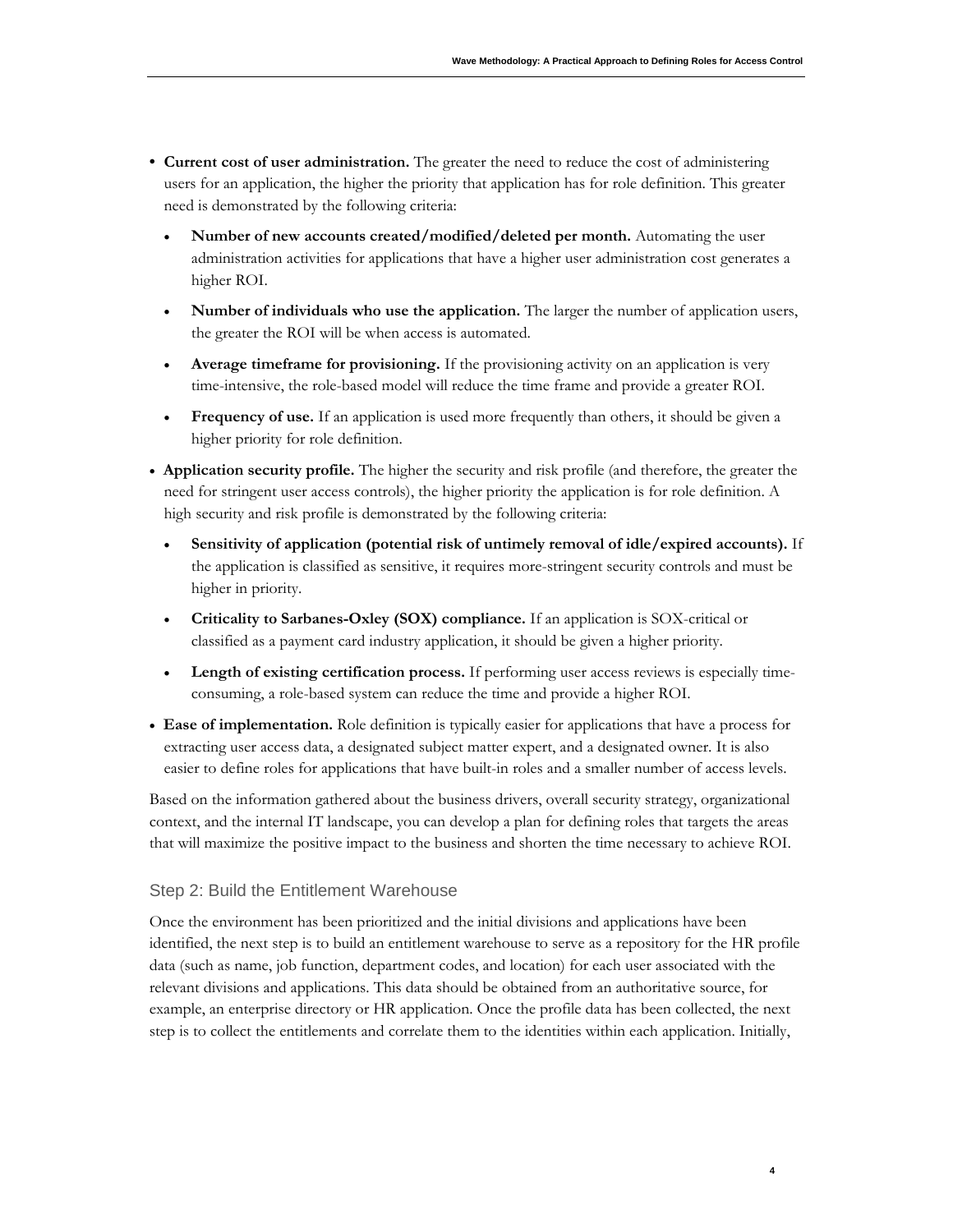- **Current cost of user administration.** The greater the need to reduce the cost of administering users for an application, the higher the priority that application has for role definition. This greater need is demonstrated by the following criteria:
  - **Number of new accounts created/modified/deleted per month.** Automating the user administration activities for applications that have a higher user administration cost generates a higher ROI.
  - **Number of individuals who use the application.** The larger the number of application users, the greater the ROI will be when access is automated.
  - **Average timeframe for provisioning.** If the provisioning activity on an application is very time-intensive, the role-based model will reduce the time frame and provide a greater ROI.
  - **Frequency of use.** If an application is used more frequently than others, it should be given a higher priority for role definition.
- **Application security profile.** The higher the security and risk profile (and therefore, the greater the need for stringent user access controls), the higher priority the application is for role definition. A high security and risk profile is demonstrated by the following criteria:
  - **Sensitivity of application (potential risk of untimely removal of idle/expired accounts).** If the application is classified as sensitive, it requires more-stringent security controls and must be higher in priority.
  - **Criticality to Sarbanes-Oxley (SOX) compliance.** If an application is SOX-critical or classified as a payment card industry application, it should be given a higher priority.
  - **Length of existing certification process.** If performing user access reviews is especially time-consuming, a role-based system can reduce the time and provide a higher ROI.
- **Ease of implementation.** Role definition is typically easier for applications that have a process for extracting user access data, a designated subject matter expert, and a designated owner. It is also easier to define roles for applications that have built-in roles and a smaller number of access levels.

Based on the information gathered about the business drivers, overall security strategy, organizational context, and the internal IT landscape, you can develop a plan for defining roles that targets the areas that will maximize the positive impact to the business and shorten the time necessary to achieve ROI.

### Step 2: Build the Entitlement Warehouse

Once the environment has been prioritized and the initial divisions and applications have been identified, the next step is to build an entitlement warehouse to serve as a repository for the HR profile data (such as name, job function, department codes, and location) for each user associated with the relevant divisions and applications. This data should be obtained from an authoritative source, for example, an enterprise directory or HR application. Once the profile data has been collected, the next step is to collect the entitlements and correlate them to the identities within each application. Initially,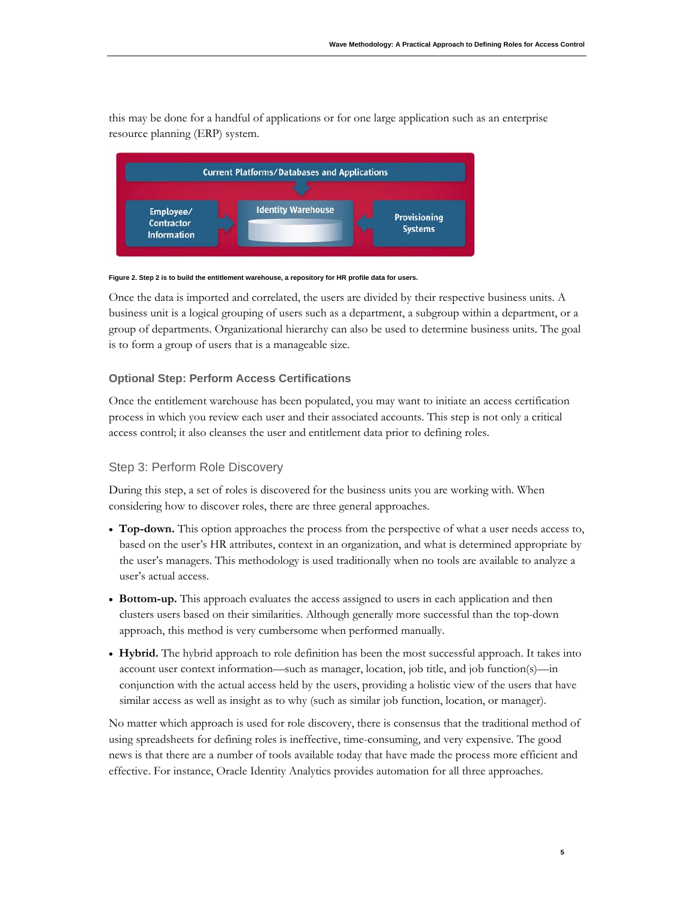this may be done for a handful of applications or for one large application such as an enterprise resource planning (ERP) system.

Figure 2. Step 2 is to build the entitlement warehouse, a repository for HR profile data for users.

Once the data is imported and correlated, the users are divided by their respective business units. A business unit is a logical grouping of users such as a department, a subgroup within a department, or a group of departments. Organizational hierarchy can also be used to determine business units. The goal is to form a group of users that is a manageable size.

#### Optional Step: Perform Access Certifications

Once the entitlement warehouse has been populated, you may want to initiate an access certification process in which you review each user and their associated accounts. This step is not only a critical access control; it also cleanses the user and entitlement data prior to defining roles.

### Step 3: Perform Role Discovery

During this step, a set of roles is discovered for the business units you are working with. When considering how to discover roles, there are three general approaches.

- **Top-down.** This option approaches the process from the perspective of what a user needs access to, based on the user's HR attributes, context in an organization, and what is determined appropriate by the user's managers. This methodology is used traditionally when no tools are available to analyze a user's actual access.
- **Bottom-up.** This approach evaluates the access assigned to users in each application and then clusters users based on their similarities. Although generally more successful than the top-down approach, this method is very cumbersome when performed manually.
- **Hybrid.** The hybrid approach to role definition has been the most successful approach. It takes into account user context information—such as manager, location, job title, and job function(s)—in conjunction with the actual access held by the users, providing a holistic view of the users that have similar access as well as insight as to why (such as similar job function, location, or manager).

No matter which approach is used for role discovery, there is consensus that the traditional method of using spreadsheets for defining roles is ineffective, time-consuming, and very expensive. The good news is that there are a number of tools available today that have made the process more efficient and effective. For instance, Oracle Identity Analytics provides automation for all three approaches.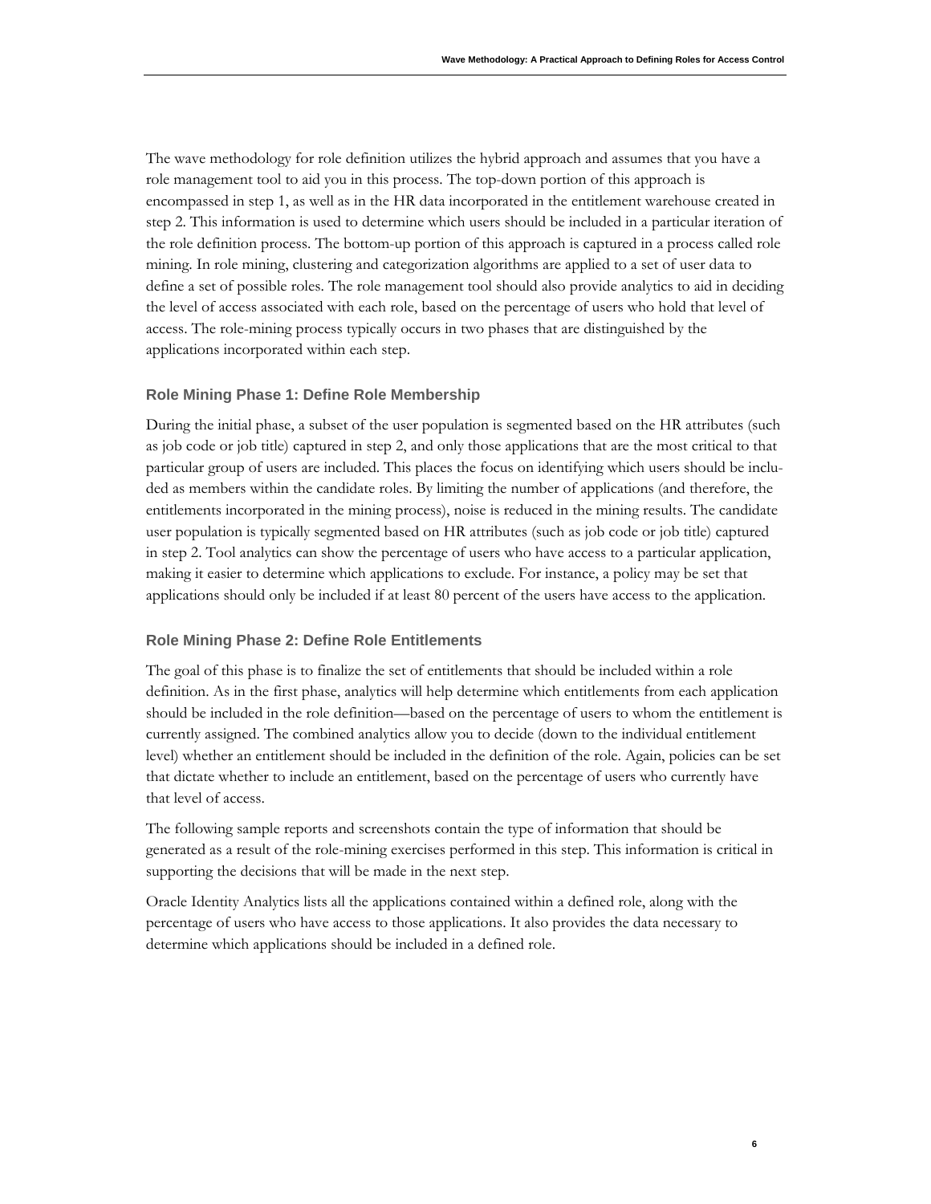The wave methodology for role definition utilizes the hybrid approach and assumes that you have a role management tool to aid you in this process. The top-down portion of this approach is encompassed in step 1, as well as in the HR data incorporated in the entitlement warehouse created in step 2. This information is used to determine which users should be included in a particular iteration of the role definition process. The bottom-up portion of this approach is captured in a process called role mining. In role mining, clustering and categorization algorithms are applied to a set of user data to define a set of possible roles. The role management tool should also provide analytics to aid in deciding the level of access associated with each role, based on the percentage of users who hold that level of access. The role-mining process typically occurs in two phases that are distinguished by the applications incorporated within each step.

### Role Mining Phase 1: Define Role Membership

During the initial phase, a subset of the user population is segmented based on the HR attributes (such as job code or job title) captured in step 2, and only those applications that are the most critical to that particular group of users are included. This places the focus on identifying which users should be included as members within the candidate roles. By limiting the number of applications (and therefore, the entitlements incorporated in the mining process), noise is reduced in the mining results. The candidate user population is typically segmented based on HR attributes (such as job code or job title) captured in step 2. Tool analytics can show the percentage of users who have access to a particular application, making it easier to determine which applications to exclude. For instance, a policy may be set that applications should only be included if at least 80 percent of the users have access to the application.

### Role Mining Phase 2: Define Role Entitlements

The goal of this phase is to finalize the set of entitlements that should be included within a role definition. As in the first phase, analytics will help determine which entitlements from each application should be included in the role definition—based on the percentage of users to whom the entitlement is currently assigned. The combined analytics allow you to decide (down to the individual entitlement level) whether an entitlement should be included in the definition of the role. Again, policies can be set that dictate whether to include an entitlement, based on the percentage of users who currently have that level of access.

The following sample reports and screenshots contain the type of information that should be generated as a result of the role-mining exercises performed in this step. This information is critical in supporting the decisions that will be made in the next step.

Oracle Identity Analytics lists all the applications contained within a defined role, along with the percentage of users who have access to those applications. It also provides the data necessary to determine which applications should be included in a defined role.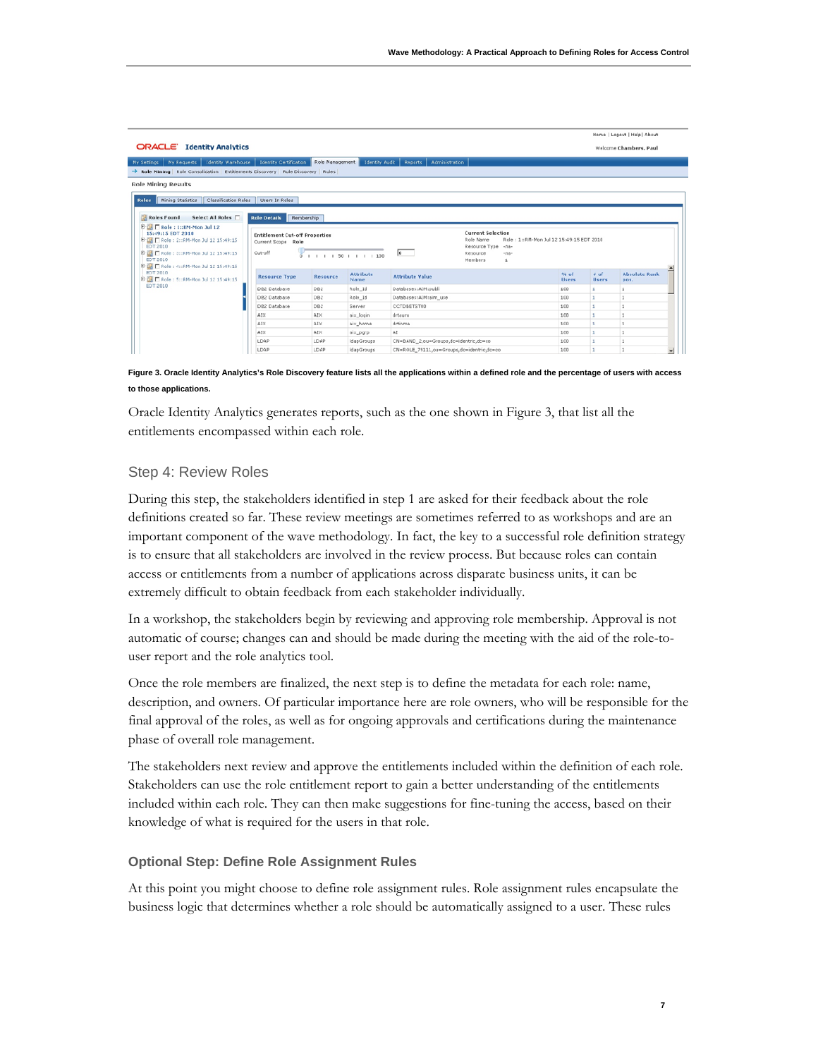**Figure 3. Oracle Identity Analytics's Role Discovery feature lists all the applications within a defined role and the percentage of users with access to those applications.**

Oracle Identity Analytics generates reports, such as the one shown in Figure 3, that list all the entitlements encompassed within each role.

## Step 4: Review Roles

During this step, the stakeholders identified in step 1 are asked for their feedback about the role definitions created so far. These review meetings are sometimes referred to as workshops and are an important component of the wave methodology. In fact, the key to a successful role definition strategy is to ensure that all stakeholders are involved in the review process. But because roles can contain access or entitlements from a number of applications across disparate business units, it can be extremely difficult to obtain feedback from each stakeholder individually.

In a workshop, the stakeholders begin by reviewing and approving role membership. Approval is not automatic of course; changes can and should be made during the meeting with the aid of the role-to-user report and the role analytics tool.

Once the role members are finalized, the next step is to define the metadata for each role: name, description, and owners. Of particular importance here are role owners, who will be responsible for the final approval of the roles, as well as for ongoing approvals and certifications during the maintenance phase of overall role management.

The stakeholders next review and approve the entitlements included within the definition of each role. Stakeholders can use the role entitlement report to gain a better understanding of the entitlements included within each role. They can then make suggestions for fine-tuning the access, based on their knowledge of what is required for the users in that role.

### Optional Step: Define Role Assignment Rules

At this point you might choose to define role assignment rules. Role assignment rules encapsulate the business logic that determines whether a role should be automatically assigned to a user. These rules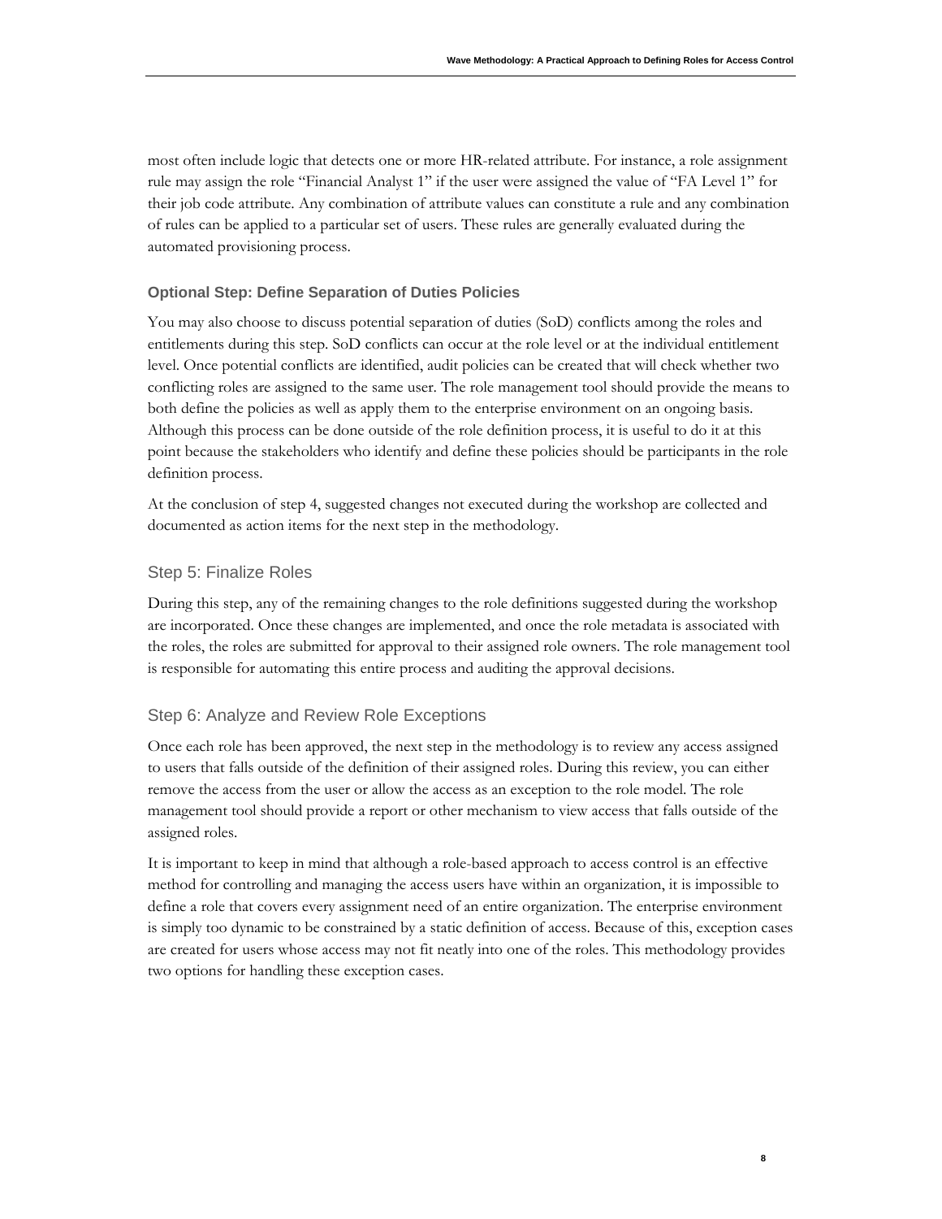most often include logic that detects one or more HR-related attribute. For instance, a role assignment rule may assign the role "Financial Analyst 1" if the user were assigned the value of "FA Level 1" for their job code attribute. Any combination of attribute values can constitute a rule and any combination of rules can be applied to a particular set of users. These rules are generally evaluated during the automated provisioning process.

### Optional Step: Define Separation of Duties Policies

You may also choose to discuss potential separation of duties (SoD) conflicts among the roles and entitlements during this step. SoD conflicts can occur at the role level or at the individual entitlement level. Once potential conflicts are identified, audit policies can be created that will check whether two conflicting roles are assigned to the same user. The role management tool should provide the means to both define the policies as well as apply them to the enterprise environment on an ongoing basis. Although this process can be done outside of the role definition process, it is useful to do it at this point because the stakeholders who identify and define these policies should be participants in the role definition process.

At the conclusion of step 4, suggested changes not executed during the workshop are collected and documented as action items for the next step in the methodology.

## Step 5: Finalize Roles

During this step, any of the remaining changes to the role definitions suggested during the workshop are incorporated. Once these changes are implemented, and once the role metadata is associated with the roles, the roles are submitted for approval to their assigned role owners. The role management tool is responsible for automating this entire process and auditing the approval decisions.

## Step 6: Analyze and Review Role Exceptions

Once each role has been approved, the next step in the methodology is to review any access assigned to users that falls outside of the definition of their assigned roles. During this review, you can either remove the access from the user or allow the access as an exception to the role model. The role management tool should provide a report or other mechanism to view access that falls outside of the assigned roles.

It is important to keep in mind that although a role-based approach to access control is an effective method for controlling and managing the access users have within an organization, it is impossible to define a role that covers every assignment need of an entire organization. The enterprise environment is simply too dynamic to be constrained by a static definition of access. Because of this, exception cases are created for users whose access may not fit neatly into one of the roles. This methodology provides two options for handling these exception cases.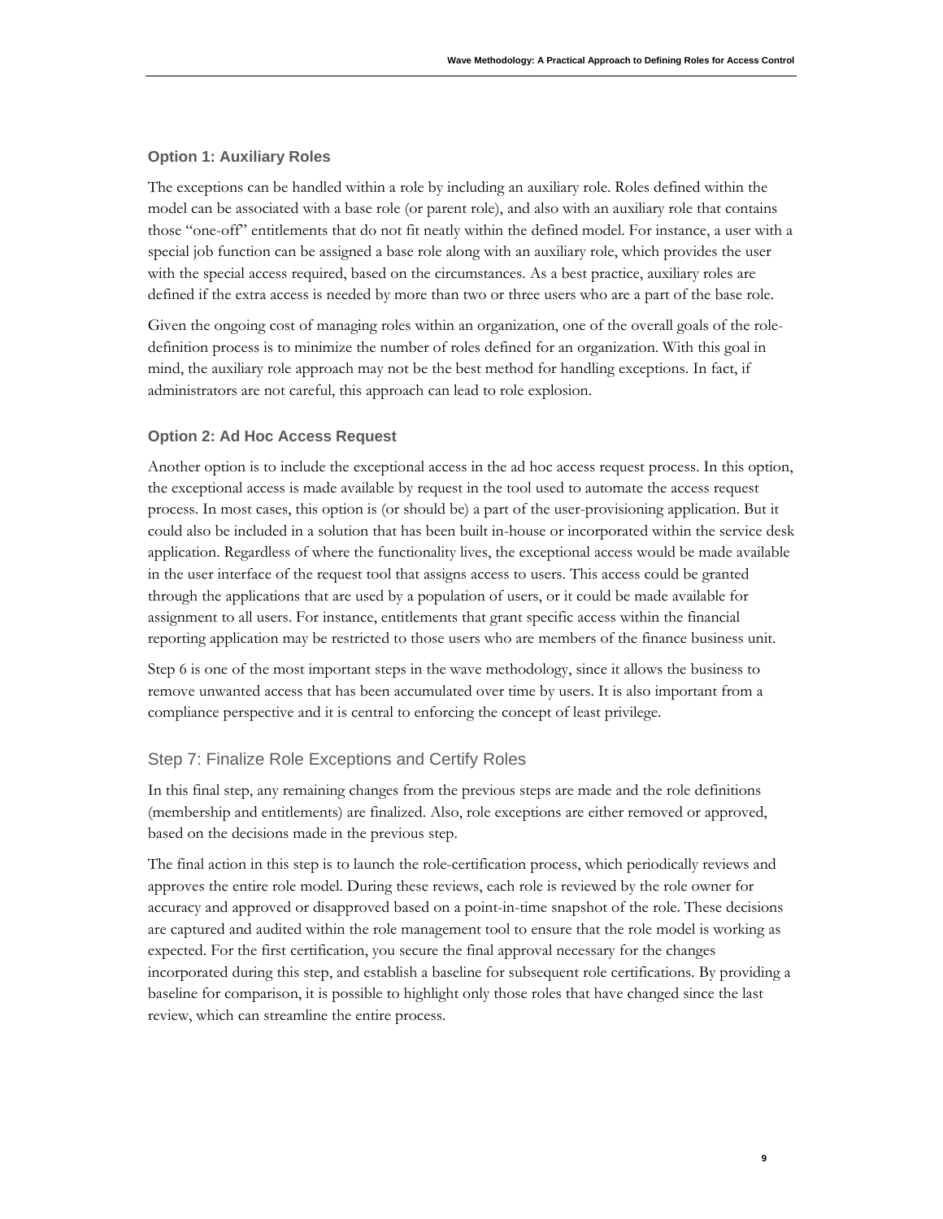### Option 1: Auxiliary Roles

The exceptions can be handled within a role by including an auxiliary role. Roles defined within the model can be associated with a base role (or parent role), and also with an auxiliary role that contains those "one-off" entitlements that do not fit neatly within the defined model. For instance, a user with a special job function can be assigned a base role along with an auxiliary role, which provides the user with the special access required, based on the circumstances. As a best practice, auxiliary roles are defined if the extra access is needed by more than two or three users who are a part of the base role.

Given the ongoing cost of managing roles within an organization, one of the overall goals of the role-definition process is to minimize the number of roles defined for an organization. With this goal in mind, the auxiliary role approach may not be the best method for handling exceptions. In fact, if administrators are not careful, this approach can lead to role explosion.

### Option 2: Ad Hoc Access Request

Another option is to include the exceptional access in the ad hoc access request process. In this option, the exceptional access is made available by request in the tool used to automate the access request process. In most cases, this option is (or should be) a part of the user-provisioning application. But it could also be included in a solution that has been built in-house or incorporated within the service desk application. Regardless of where the functionality lives, the exceptional access would be made available in the user interface of the request tool that assigns access to users. This access could be granted through the applications that are used by a population of users, or it could be made available for assignment to all users. For instance, entitlements that grant specific access within the financial reporting application may be restricted to those users who are members of the finance business unit.

Step 6 is one of the most important steps in the wave methodology, since it allows the business to remove unwanted access that has been accumulated over time by users. It is also important from a compliance perspective and it is central to enforcing the concept of least privilege.

## Step 7: Finalize Role Exceptions and Certify Roles

In this final step, any remaining changes from the previous steps are made and the role definitions (membership and entitlements) are finalized. Also, role exceptions are either removed or approved, based on the decisions made in the previous step.

The final action in this step is to launch the role-certification process, which periodically reviews and approves the entire role model. During these reviews, each role is reviewed by the role owner for accuracy and approved or disapproved based on a point-in-time snapshot of the role. These decisions are captured and audited within the role management tool to ensure that the role model is working as expected. For the first certification, you secure the final approval necessary for the changes incorporated during this step, and establish a baseline for subsequent role certifications. By providing a baseline for comparison, it is possible to highlight only those roles that have changed since the last review, which can streamline the entire process.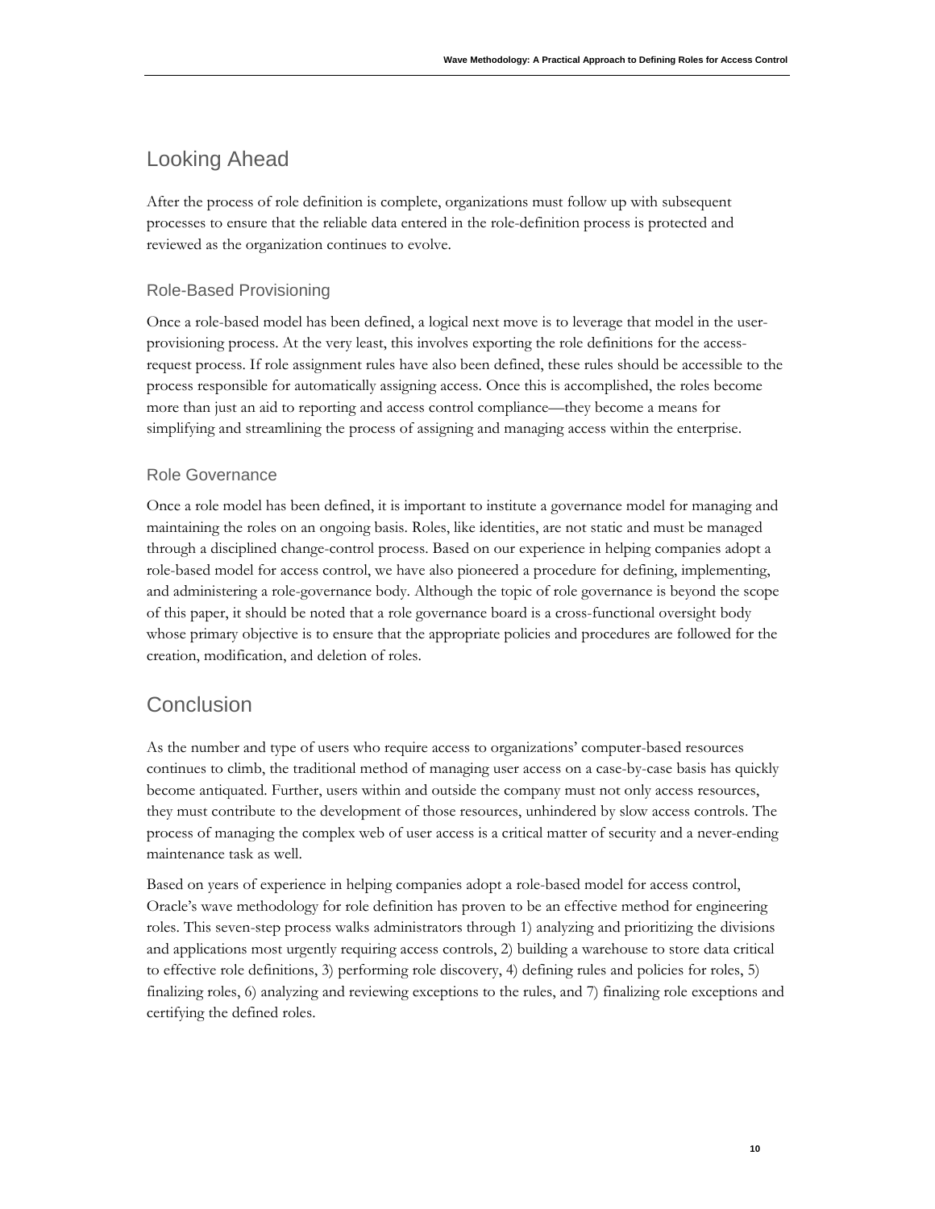## Looking Ahead

After the process of role definition is complete, organizations must follow up with subsequent processes to ensure that the reliable data entered in the role-definition process is protected and reviewed as the organization continues to evolve.

### Role-Based Provisioning

Once a role-based model has been defined, a logical next move is to leverage that model in the user-provisioning process. At the very least, this involves exporting the role definitions for the access-request process. If role assignment rules have also been defined, these rules should be accessible to the process responsible for automatically assigning access. Once this is accomplished, the roles become more than just an aid to reporting and access control compliance—they become a means for simplifying and streamlining the process of assigning and managing access within the enterprise.

### Role Governance

Once a role model has been defined, it is important to institute a governance model for managing and maintaining the roles on an ongoing basis. Roles, like identities, are not static and must be managed through a disciplined change-control process. Based on our experience in helping companies adopt a role-based model for access control, we have also pioneered a procedure for defining, implementing, and administering a role-governance body. Although the topic of role governance is beyond the scope of this paper, it should be noted that a role governance board is a cross-functional oversight body whose primary objective is to ensure that the appropriate policies and procedures are followed for the creation, modification, and deletion of roles.

## Conclusion

As the number and type of users who require access to organizations' computer-based resources continues to climb, the traditional method of managing user access on a case-by-case basis has quickly become antiquated. Further, users within and outside the company must not only access resources, they must contribute to the development of those resources, unhindered by slow access controls. The process of managing the complex web of user access is a critical matter of security and a never-ending maintenance task as well.

Based on years of experience in helping companies adopt a role-based model for access control, Oracle's wave methodology for role definition has proven to be an effective method for engineering roles. This seven-step process walks administrators through 1) analyzing and prioritizing the divisions and applications most urgently requiring access controls, 2) building a warehouse to store data critical to effective role definitions, 3) performing role discovery, 4) defining rules and policies for roles, 5) finalizing roles, 6) analyzing and reviewing exceptions to the rules, and 7) finalizing role exceptions and certifying the defined roles.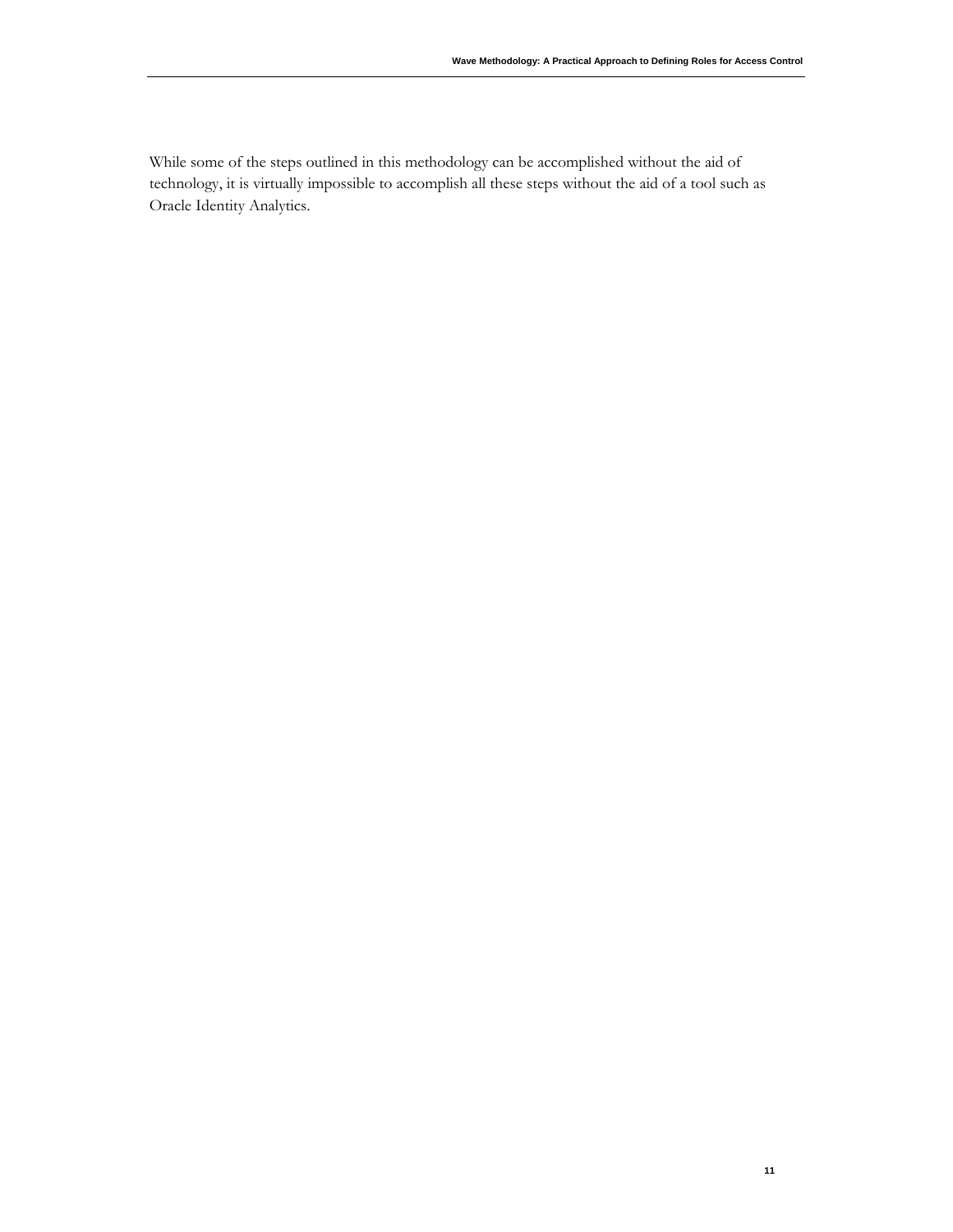While some of the steps outlined in this methodology can be accomplished without the aid of technology, it is virtually impossible to accomplish all these steps without the aid of a tool such as Oracle Identity Analytics.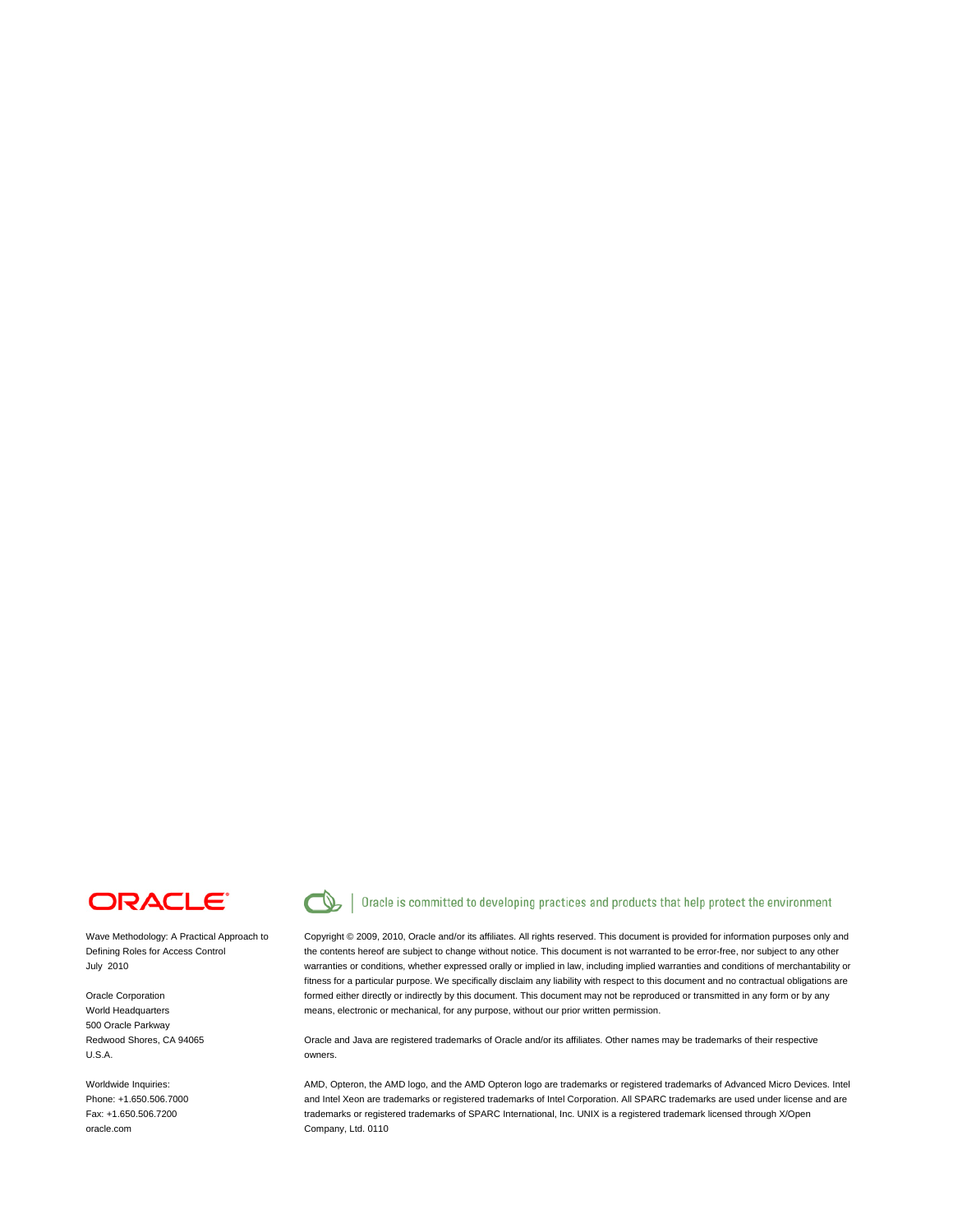ORACLE

Oracle is committed to developing practices and products that help protect the environment

Wave Methodology: A Practical Approach to Defining Roles for Access Control
July 2010

Oracle Corporation
World Headquarters
500 Oracle Parkway
Redwood Shores, CA 94065
U.S.A.

Worldwide Inquiries:
Phone: +1.650.506.7000
Fax: +1.650.506.7200
oracle.com

Copyright © 2009, 2010, Oracle and/or its affiliates. All rights reserved. This document is provided for information purposes only and the contents hereof are subject to change without notice. This document is not warranted to be error-free, nor subject to any other warranties or conditions, whether expressed orally or implied in law, including implied warranties and conditions of merchantability or fitness for a particular purpose. We specifically disclaim any liability with respect to this document and no contractual obligations are formed either directly or indirectly by this document. This document may not be reproduced or transmitted in any form or by any means, electronic or mechanical, for any purpose, without our prior written permission.

Oracle and Java are registered trademarks of Oracle and/or its affiliates. Other names may be trademarks of their respective owners.

AMD, Opteron, the AMD logo, and the AMD Opteron logo are trademarks or registered trademarks of Advanced Micro Devices. Intel and Intel Xeon are trademarks or registered trademarks of Intel Corporation. All SPARC trademarks are used under license and are trademarks or registered trademarks of SPARC International, Inc. UNIX is a registered trademark licensed through X/Open Company, Ltd. 0110